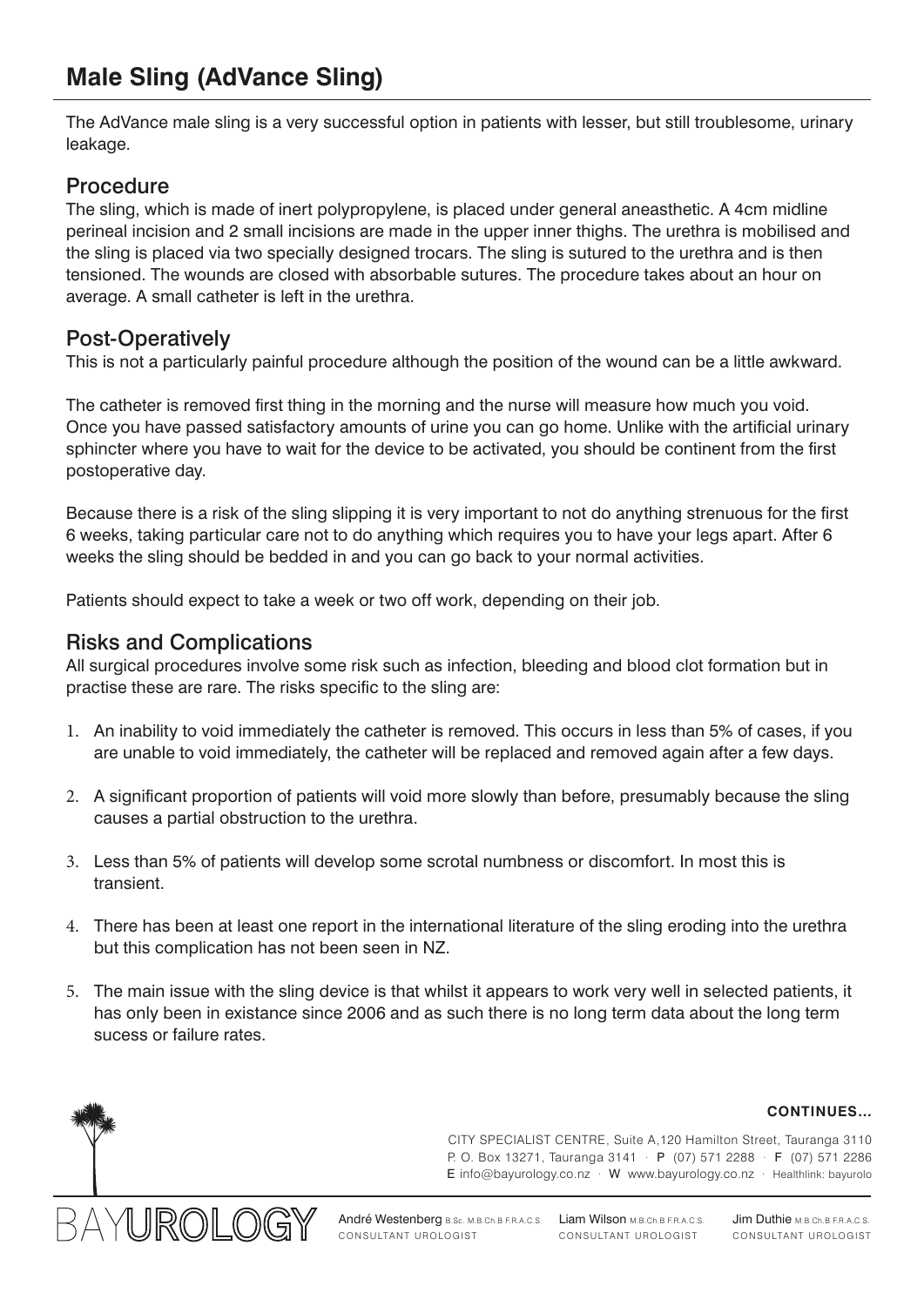# Male Sling (AdVance Sling)

The AdVance male sling is a very successful option in patients with lesser, but still troublesome, urinary leakage.

## Procedure

The sling, which is made of inert polypropylene, is placed under general aneasthetic. A 4cm midline perineal incision and 2 small incisions are made in the upper inner thighs. The urethra is mobilised and the sling is placed via two specially designed trocars. The sling is sutured to the urethra and is then tensioned. The wounds are closed with absorbable sutures. The procedure takes about an hour on average. A small catheter is left in the urethra.

## Post-Operatively

This is not a particularly painful procedure although the position of the wound can be a little awkward.

The catheter is removed first thing in the morning and the nurse will measure how much you void. Once you have passed satisfactory amounts of urine you can go home. Unlike with the artificial urinary sphincter where you have to wait for the device to be activated, you should be continent from the first postoperative day.

Because there is a risk of the sling slipping it is very important to not do anything strenuous for the first 6 weeks, taking particular care not to do anything which requires you to have your legs apart. After 6 weeks the sling should be bedded in and you can go back to your normal activities.

Patients should expect to take a week or two off work, depending on their job.

## Risks and Complications

All surgical procedures involve some risk such as infection, bleeding and blood clot formation but in practise these are rare. The risks specific to the sling are:

1. An inability to void immediately the catheter is removed. This occurs in less than 5% of cases, if you are unable to void immediately, the catheter will be replaced and removed again after a few days.
2. A significant proportion of patients will void more slowly than before, presumably because the sling causes a partial obstruction to the urethra.
3. Less than 5% of patients will develop some scrotal numbness or discomfort. In most this is transient.
4. There has been at least one report in the international literature of the sling eroding into the urethra but this complication has not been seen in NZ.
5. The main issue with the sling device is that whilst it appears to work very well in selected patients, it has only been in existance since 2006 and as such there is no long term data about the long term sucess or failure rates.

**CONTINUES...**

CITY SPECIALIST CENTRE, Suite A,120 Hamilton Street, Tauranga 3110
P. O. Box 13271, Tauranga 3141 · P (07) 571 2288 · F (07) 571 2286
E info@bayurology.co.nz · W www.bayurology.co.nz · Healthlink: bayurolo

BAYUROLOGY

André Westenberg B.Sc. M.B.Ch.B F.R.A.C.S. CONSULTANT UROLOGIST

Liam Wilson M.B.Ch.B F.R.A.C.S. CONSULTANT UROLOGIST

Jim Duthie M.B.Ch.B F.R.A.C.S. CONSULTANT UROLOGIST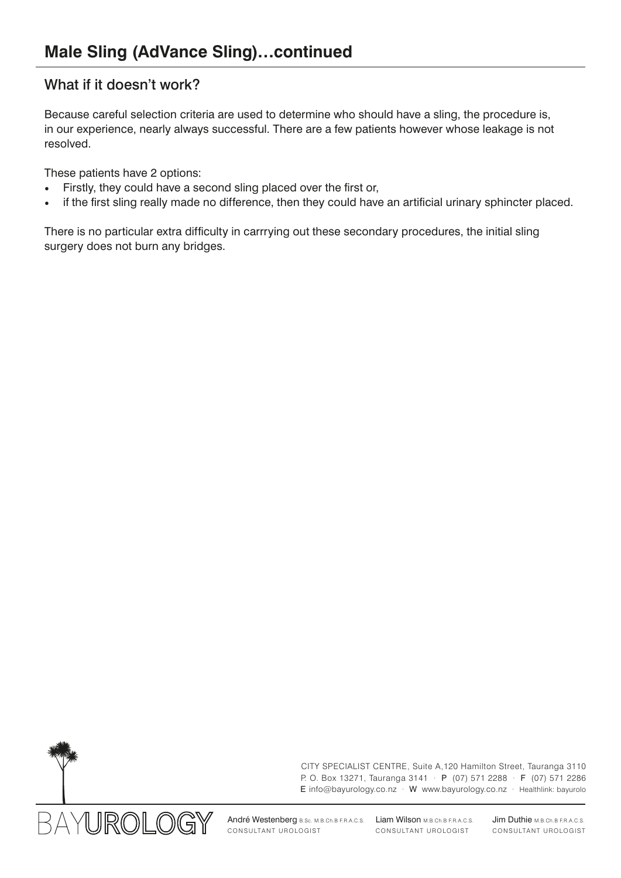## Male Sling (AdVance Sling)…continued

### What if it doesn't work?

Because careful selection criteria are used to determine who should have a sling, the procedure is, in our experience, nearly always successful. There are a few patients however whose leakage is not resolved.

These patients have 2 options:

- Firstly, they could have a second sling placed over the first or,
- if the first sling really made no difference, then they could have an artificial urinary sphincter placed.

There is no particular extra difficulty in carrrying out these secondary procedures, the initial sling surgery does not burn any bridges.

CITY SPECIALIST CENTRE, Suite A,120 Hamilton Street, Tauranga 3110
P. O. Box 13271, Tauranga 3141 · **P** (07) 571 2288 · **F** (07) 571 2286
**E** info@bayurology.co.nz · **W** www.bayurology.co.nz · Healthlink: bayurolo

BAYUROLOGY

André Westenberg B.Sc. M.B.Ch.B F.R.A.C.S.
CONSULTANT UROLOGIST

Liam Wilson M.B.Ch.B F.R.A.C.S.
CONSULTANT UROLOGIST

Jim Duthie M.B.Ch.B F.R.A.C.S.
CONSULTANT UROLOGIST